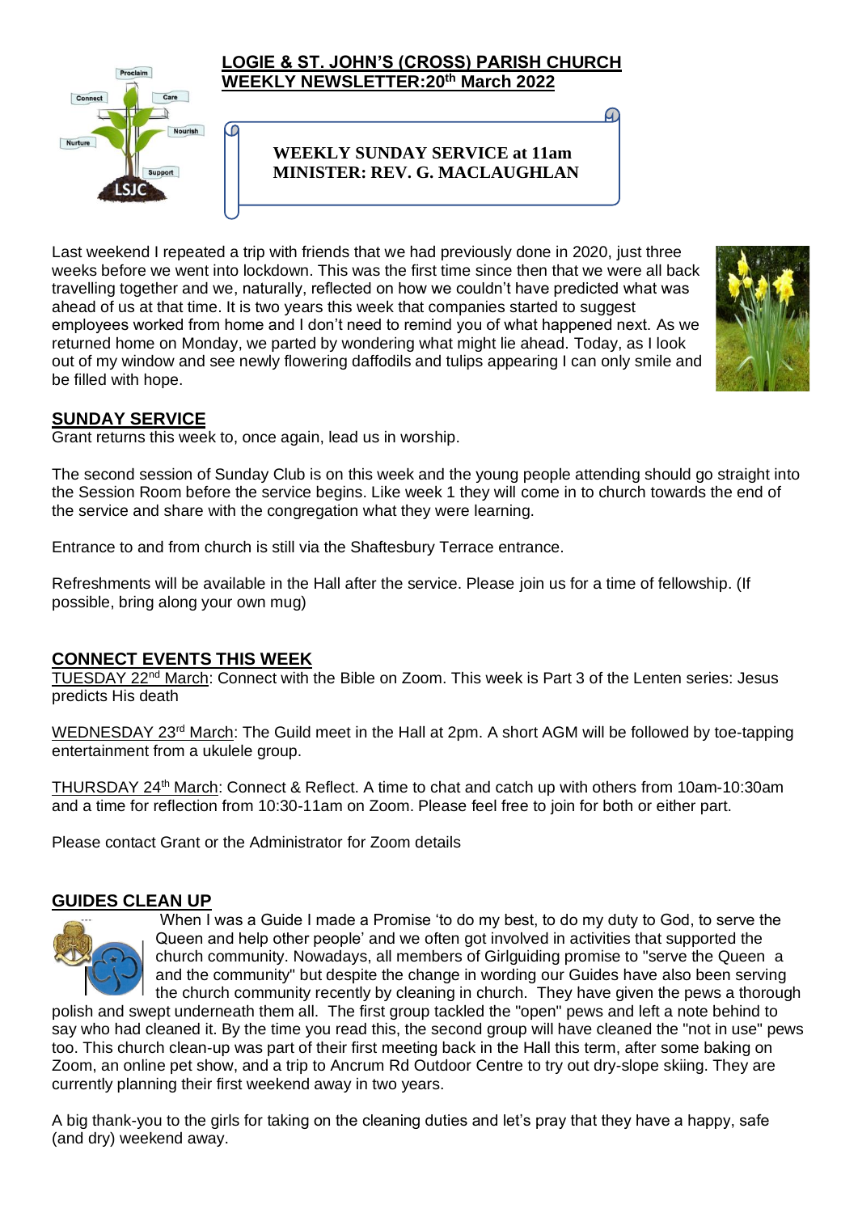# LOGIE & ST. JOHN'S (CROSS) PARISH CHURCH WEEKLY NEWSLETTER:20th March 2022

**WEEKLY SUNDAY SERVICE at 11am**
**MINISTER: REV. G. MACLAUGHLAN**

Last weekend I repeated a trip with friends that we had previously done in 2020, just three weeks before we went into lockdown. This was the first time since then that we were all back travelling together and we, naturally, reflected on how we couldn't have predicted what was ahead of us at that time. It is two years this week that companies started to suggest employees worked from home and I don't need to remind you of what happened next. As we returned home on Monday, we parted by wondering what might lie ahead. Today, as I look out of my window and see newly flowering daffodils and tulips appearing I can only smile and be filled with hope.

## SUNDAY SERVICE

Grant returns this week to, once again, lead us in worship.

The second session of Sunday Club is on this week and the young people attending should go straight into the Session Room before the service begins. Like week 1 they will come in to church towards the end of the service and share with the congregation what they were learning.

Entrance to and from church is still via the Shaftesbury Terrace entrance.

Refreshments will be available in the Hall after the service. Please join us for a time of fellowship. (If possible, bring along your own mug)

## CONNECT EVENTS THIS WEEK

TUESDAY 22nd March: Connect with the Bible on Zoom. This week is Part 3 of the Lenten series: Jesus predicts His death

WEDNESDAY 23rd March: The Guild meet in the Hall at 2pm. A short AGM will be followed by toe-tapping entertainment from a ukulele group.

THURSDAY 24th March: Connect & Reflect. A time to chat and catch up with others from 10am-10:30am and a time for reflection from 10:30-11am on Zoom. Please feel free to join for both or either part.

Please contact Grant or the Administrator for Zoom details

## GUIDES CLEAN UP

When I was a Guide I made a Promise 'to do my best, to do my duty to God, to serve the Queen and help other people' and we often got involved in activities that supported the church community. Nowadays, all members of Girlguiding promise to "serve the Queen a and the community" but despite the change in wording our Guides have also been serving the church community recently by cleaning in church. They have given the pews a thorough polish and swept underneath them all. The first group tackled the "open" pews and left a note behind to say who had cleaned it. By the time you read this, the second group will have cleaned the "not in use" pews too. This church clean-up was part of their first meeting back in the Hall this term, after some baking on Zoom, an online pet show, and a trip to Ancrum Rd Outdoor Centre to try out dry-slope skiing. They are currently planning their first weekend away in two years.

A big thank-you to the girls for taking on the cleaning duties and let's pray that they have a happy, safe (and dry) weekend away.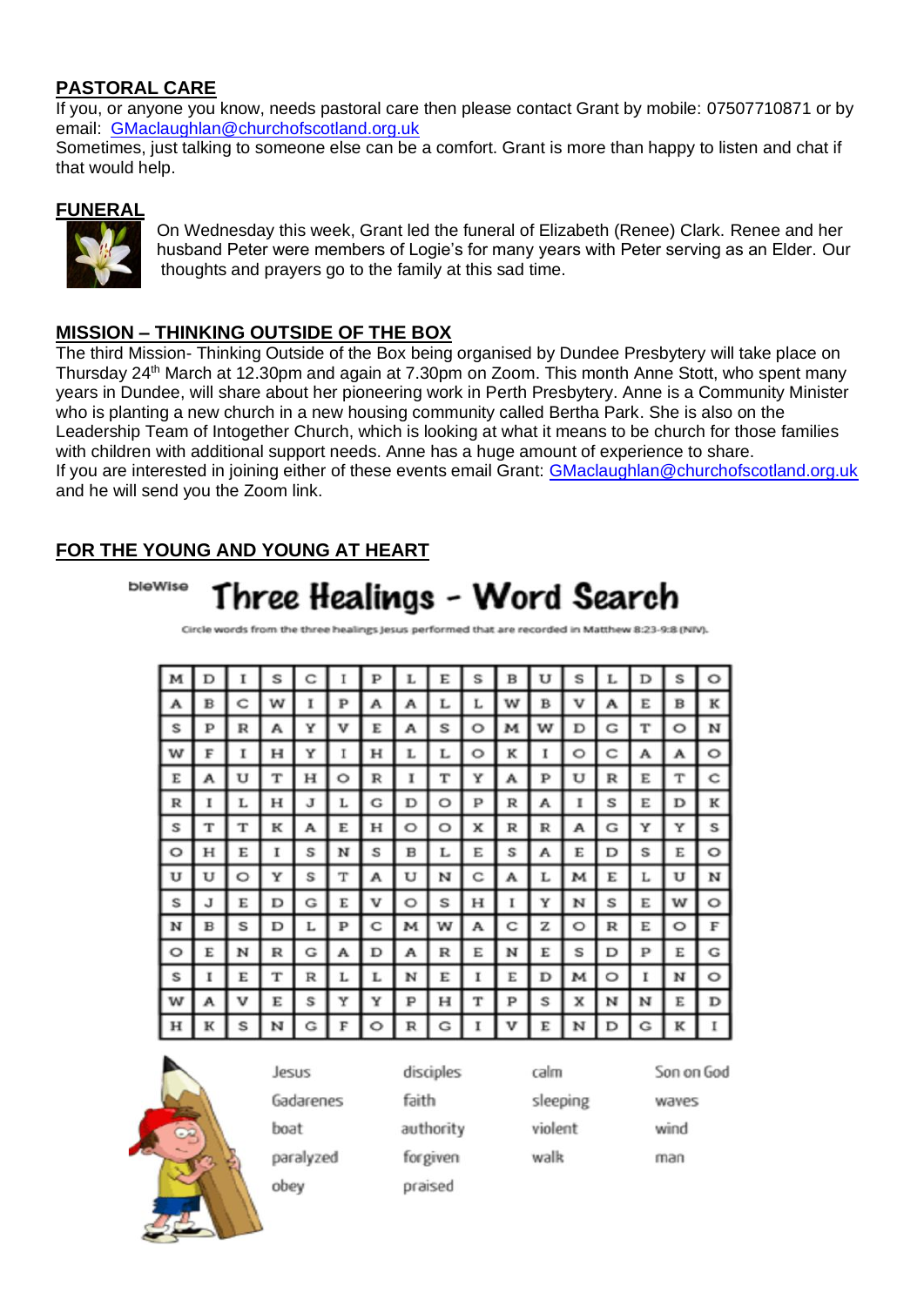## PASTORAL CARE

If you, or anyone you know, needs pastoral care then please contact Grant by mobile: 07507710871 or by email: GMaclaughlan@churchofscotland.org.uk

Sometimes, just talking to someone else can be a comfort. Grant is more than happy to listen and chat if that would help.

## FUNERAL

On Wednesday this week, Grant led the funeral of Elizabeth (Renee) Clark. Renee and her husband Peter were members of Logie's for many years with Peter serving as an Elder. Our thoughts and prayers go to the family at this sad time.

## MISSION – THINKING OUTSIDE OF THE BOX

The third Mission- Thinking Outside of the Box being organised by Dundee Presbytery will take place on Thursday 24th March at 12.30pm and again at 7.30pm on Zoom. This month Anne Stott, who spent many years in Dundee, will share about her pioneering work in Perth Presbytery. Anne is a Community Minister who is planting a new church in a new housing community called Bertha Park. She is also on the Leadership Team of Intogether Church, which is looking at what it means to be church for those families with children with additional support needs. Anne has a huge amount of experience to share.

If you are interested in joining either of these events email Grant: GMaclaughlan@churchofscotland.org.uk and he will send you the Zoom link.

## FOR THE YOUNG AND YOUNG AT HEART

bleWise

# Three Healings - Word Search

Circle words from the three healings Jesus performed that are recorded in Matthew 8:23-9:8 (NIV).

| | | | | | | | | | | | | | | | | |
|---|---|---|---|---|---|---|---|---|---|---|---|---|---|---|---|---|
| M | D | I | S | C | I | P | L | E | S | B | U | S | L | D | S | O |
| A | B | C | W | I | P | A | A | L | L | W | B | V | A | E | B | K |
| S | P | R | A | Y | V | E | A | S | O | M | W | D | G | T | O | N |
| W | F | I | H | Y | I | H | L | L | O | K | I | O | C | A | A | O |
| E | A | U | T | H | O | R | I | T | Y | A | P | U | R | E | T | C |
| R | I | L | H | J | L | G | D | O | P | R | A | I | S | E | D | K |
| S | T | T | K | A | E | H | O | O | X | R | R | A | G | Y | Y | S |
| O | H | E | I | S | N | S | B | L | E | S | A | E | D | S | E | O |
| U | U | O | Y | S | T | A | U | N | C | A | L | M | E | L | U | N |
| S | J | E | D | G | E | V | O | S | H | I | Y | N | S | E | W | O |
| N | B | S | D | L | P | C | M | W | A | C | Z | O | R | E | O | F |
| O | E | N | R | G | A | D | A | R | E | N | E | S | D | P | E | G |
| S | I | E | T | R | L | L | N | E | I | E | D | M | O | I | N | O |
| W | A | V | E | S | Y | Y | P | H | T | P | S | X | N | N | E | D |
| H | K | S | N | G | F | O | R | G | I | V | E | N | D | G | K | I |

Jesus
Gadarenes
boat
paralyzed
obey

disciples
faith
authority
forgiven
praised

calm
sleeping
violent
walk

Son on God
waves
wind
man